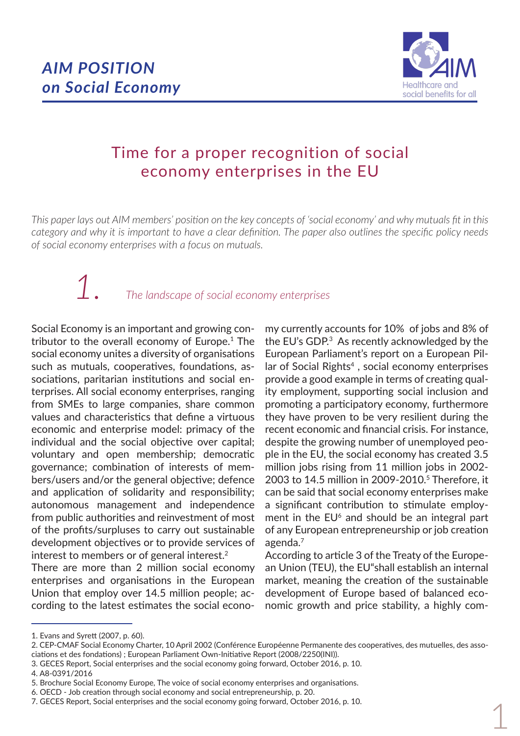# AIM POSITION on Social Economy

## Time for a proper recognition of social economy enterprises in the EU

*This paper lays out AIM members' position on the key concepts of 'social economy' and why mutuals fit in this category and why it is important to have a clear definition. The paper also outlines the specific policy needs of social economy enterprises with a focus on mutuals.*

## 1. The landscape of social economy enterprises

Social Economy is an important and growing contributor to the overall economy of Europe.[1] The social economy unites a diversity of organisations such as mutuals, cooperatives, foundations, associations, paritarian institutions and social enterprises. All social economy enterprises, ranging from SMEs to large companies, share common values and characteristics that define a virtuous economic and enterprise model: primacy of the individual and the social objective over capital; voluntary and open membership; democratic governance; combination of interests of members/users and/or the general objective; defence and application of solidarity and responsibility; autonomous management and independence from public authorities and reinvestment of most of the profits/surpluses to carry out sustainable development objectives or to provide services of interest to members or of general interest.[2]

There are more than 2 million social economy enterprises and organisations in the European Union that employ over 14.5 million people; according to the latest estimates the social economy currently accounts for 10% of jobs and 8% of the EU's GDP.[3] As recently acknowledged by the European Parliament's report on a European Pillar of Social Rights[4] , social economy enterprises provide a good example in terms of creating quality employment, supporting social inclusion and promoting a participatory economy, furthermore they have proven to be very resilient during the recent economic and financial crisis. For instance, despite the growing number of unemployed people in the EU, the social economy has created 3.5 million jobs rising from 11 million jobs in 2002-2003 to 14.5 million in 2009-2010.[5] Therefore, it can be said that social economy enterprises make a significant contribution to stimulate employment in the EU[6] and should be an integral part of any European entrepreneurship or job creation agenda.[7]

According to article 3 of the Treaty of the European Union (TEU), the EU"shall establish an internal market, meaning the creation of the sustainable development of Europe based of balanced economic growth and price stability, a highly com-

---

1. Evans and Syrett (2007, p. 60).
2. CEP-CMAF Social Economy Charter, 10 April 2002 (Conférence Européenne Permanente des cooperatives, des mutuelles, des associations et des fondations) ; European Parliament Own-Initiative Report (2008/2250(INI)).
3. GECES Report, Social enterprises and the social economy going forward, October 2016, p. 10.
4. A8-0391/2016
5. Brochure Social Economy Europe, The voice of social economy enterprises and organisations.
6. OECD - Job creation through social economy and social entrepreneurship, p. 20.
7. GECES Report, Social enterprises and the social economy going forward, October 2016, p. 10.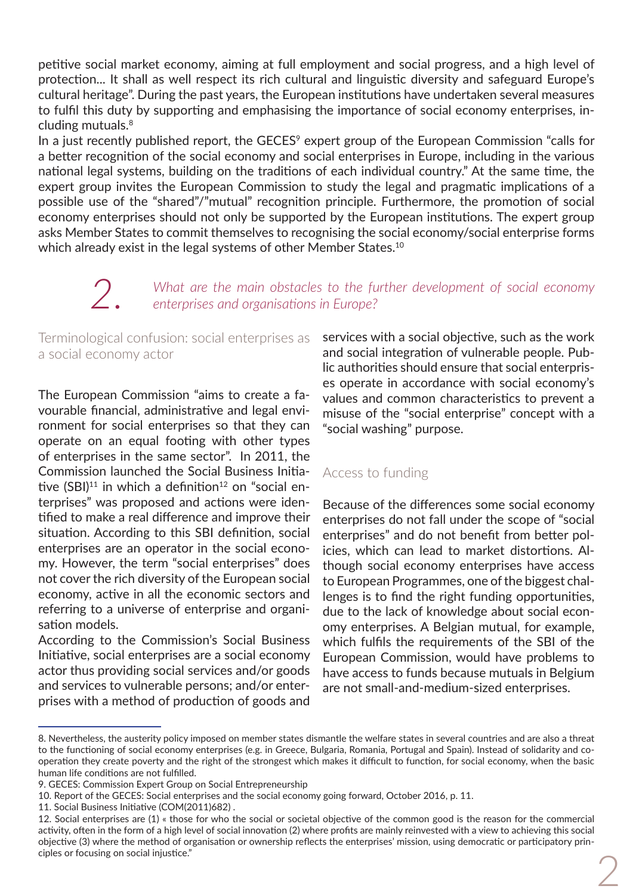petitive social market economy, aiming at full employment and social progress, and a high level of protection... It shall as well respect its rich cultural and linguistic diversity and safeguard Europe's cultural heritage". During the past years, the European institutions have undertaken several measures to fulfil this duty by supporting and emphasising the importance of social economy enterprises, including mutuals.[8]

In a just recently published report, the GECES[9] expert group of the European Commission "calls for a better recognition of the social economy and social enterprises in Europe, including in the various national legal systems, building on the traditions of each individual country." At the same time, the expert group invites the European Commission to study the legal and pragmatic implications of a possible use of the "shared"/"mutual" recognition principle. Furthermore, the promotion of social economy enterprises should not only be supported by the European institutions. The expert group asks Member States to commit themselves to recognising the social economy/social enterprise forms which already exist in the legal systems of other Member States.[10]

## 2. *What are the main obstacles to the further development of social economy enterprises and organisations in Europe?*

### Terminological confusion: social enterprises as a social economy actor

The European Commission "aims to create a favourable financial, administrative and legal environment for social enterprises so that they can operate on an equal footing with other types of enterprises in the same sector". In 2011, the Commission launched the Social Business Initiative (SBI)[11] in which a definition[12] on "social enterprises" was proposed and actions were identified to make a real difference and improve their situation. According to this SBI definition, social enterprises are an operator in the social economy. However, the term "social enterprises" does not cover the rich diversity of the European social economy, active in all the economic sectors and referring to a universe of enterprise and organisation models.

According to the Commission's Social Business Initiative, social enterprises are a social economy actor thus providing social services and/or goods and services to vulnerable persons; and/or enterprises with a method of production of goods and services with a social objective, such as the work and social integration of vulnerable people. Public authorities should ensure that social enterprises operate in accordance with social economy's values and common characteristics to prevent a misuse of the "social enterprise" concept with a "social washing" purpose.

### Access to funding

Because of the differences some social economy enterprises do not fall under the scope of "social enterprises" and do not benefit from better policies, which can lead to market distortions. Although social economy enterprises have access to European Programmes, one of the biggest challenges is to find the right funding opportunities, due to the lack of knowledge about social economy enterprises. A Belgian mutual, for example, which fulfils the requirements of the SBI of the European Commission, would have problems to have access to funds because mutuals in Belgium are not small-and-medium-sized enterprises.

---

8. Nevertheless, the austerity policy imposed on member states dismantle the welfare states in several countries and are also a threat to the functioning of social economy enterprises (e.g. in Greece, Bulgaria, Romania, Portugal and Spain). Instead of solidarity and cooperation they create poverty and the right of the strongest which makes it difficult to function, for social economy, when the basic human life conditions are not fulfilled.

9. GECES: Commission Expert Group on Social Entrepreneurship

10. Report of the GECES: Social enterprises and the social economy going forward, October 2016, p. 11.

11. Social Business Initiative (COM(2011)682) .

12. Social enterprises are (1) « those for who the social or societal objective of the common good is the reason for the commercial activity, often in the form of a high level of social innovation (2) where profits are mainly reinvested with a view to achieving this social objective (3) where the method of organisation or ownership reflects the enterprises' mission, using democratic or participatory principles or focusing on social injustice."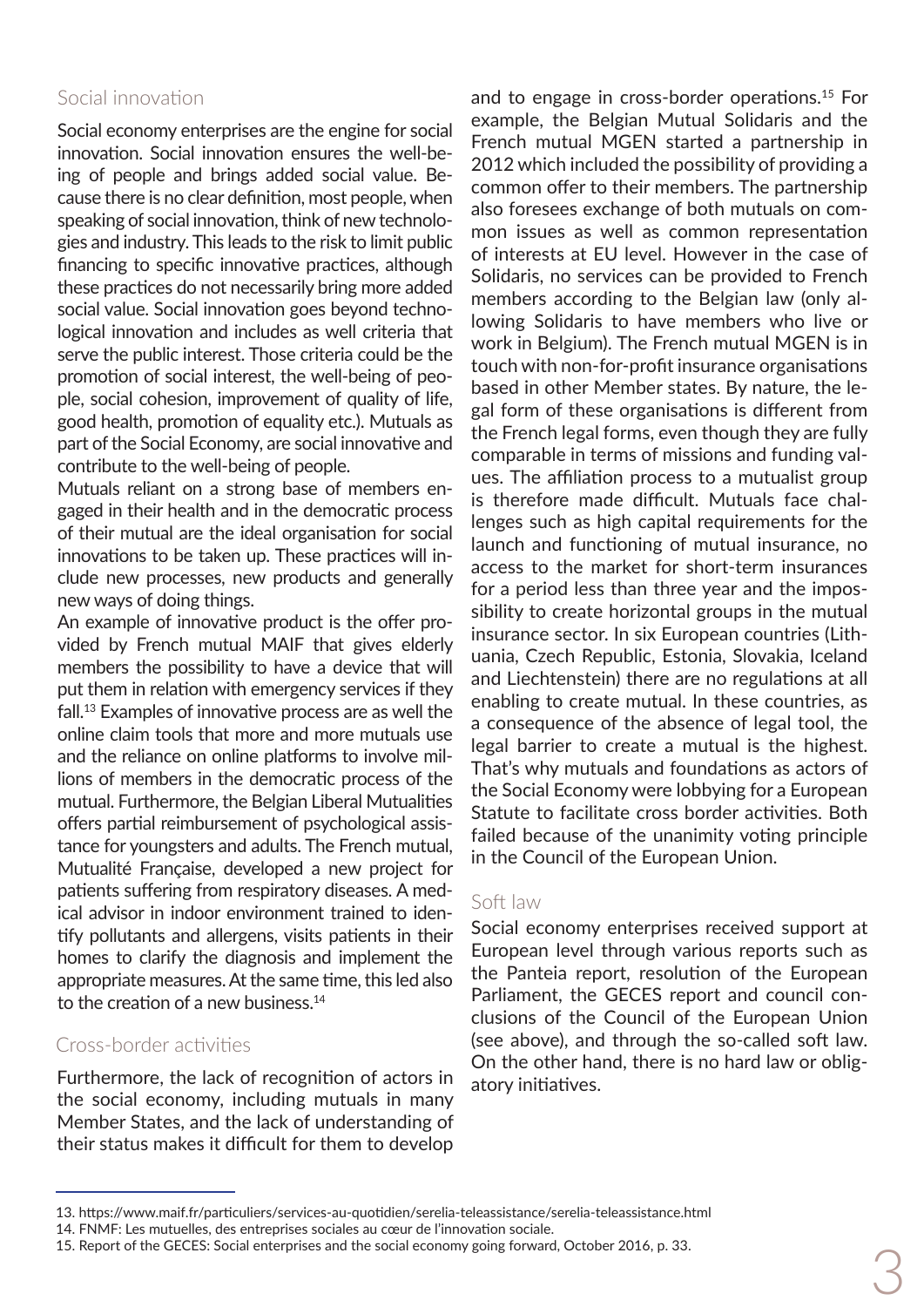## Social innovation

Social economy enterprises are the engine for social innovation. Social innovation ensures the well-being of people and brings added social value. Because there is no clear definition, most people, when speaking of social innovation, think of new technologies and industry. This leads to the risk to limit public financing to specific innovative practices, although these practices do not necessarily bring more added social value. Social innovation goes beyond technological innovation and includes as well criteria that serve the public interest. Those criteria could be the promotion of social interest, the well-being of people, social cohesion, improvement of quality of life, good health, promotion of equality etc.). Mutuals as part of the Social Economy, are social innovative and contribute to the well-being of people.

Mutuals reliant on a strong base of members engaged in their health and in the democratic process of their mutual are the ideal organisation for social innovations to be taken up. These practices will include new processes, new products and generally new ways of doing things.

An example of innovative product is the offer provided by French mutual MAIF that gives elderly members the possibility to have a device that will put them in relation with emergency services if they fall.[13] Examples of innovative process are as well the online claim tools that more and more mutuals use and the reliance on online platforms to involve millions of members in the democratic process of the mutual. Furthermore, the Belgian Liberal Mutualities offers partial reimbursement of psychological assistance for youngsters and adults. The French mutual, Mutualité Française, developed a new project for patients suffering from respiratory diseases. A medical advisor in indoor environment trained to identify pollutants and allergens, visits patients in their homes to clarify the diagnosis and implement the appropriate measures. At the same time, this led also to the creation of a new business.[14]

## Cross-border activities

Furthermore, the lack of recognition of actors in the social economy, including mutuals in many Member States, and the lack of understanding of their status makes it difficult for them to develop and to engage in cross-border operations.[15] For example, the Belgian Mutual Solidaris and the French mutual MGEN started a partnership in 2012 which included the possibility of providing a common offer to their members. The partnership also foresees exchange of both mutuals on common issues as well as common representation of interests at EU level. However in the case of Solidaris, no services can be provided to French members according to the Belgian law (only allowing Solidaris to have members who live or work in Belgium). The French mutual MGEN is in touch with non-for-profit insurance organisations based in other Member states. By nature, the legal form of these organisations is different from the French legal forms, even though they are fully comparable in terms of missions and funding values. The affiliation process to a mutualist group is therefore made difficult. Mutuals face challenges such as high capital requirements for the launch and functioning of mutual insurance, no access to the market for short-term insurances for a period less than three year and the impossibility to create horizontal groups in the mutual insurance sector. In six European countries (Lithuania, Czech Republic, Estonia, Slovakia, Iceland and Liechtenstein) there are no regulations at all enabling to create mutual. In these countries, as a consequence of the absence of legal tool, the legal barrier to create a mutual is the highest. That's why mutuals and foundations as actors of the Social Economy were lobbying for a European Statute to facilitate cross border activities. Both failed because of the unanimity voting principle in the Council of the European Union.

## Soft law

Social economy enterprises received support at European level through various reports such as the Panteia report, resolution of the European Parliament, the GECES report and council conclusions of the Council of the European Union (see above), and through the so-called soft law. On the other hand, there is no hard law or obligatory initiatives.

---

13. https://www.maif.fr/particuliers/services-au-quotidien/serelia-teleassistance/serelia-teleassistance.html
14. FNMF: Les mutuelles, des entreprises sociales au cœur de l'innovation sociale.
15. Report of the GECES: Social enterprises and the social economy going forward, October 2016, p. 33.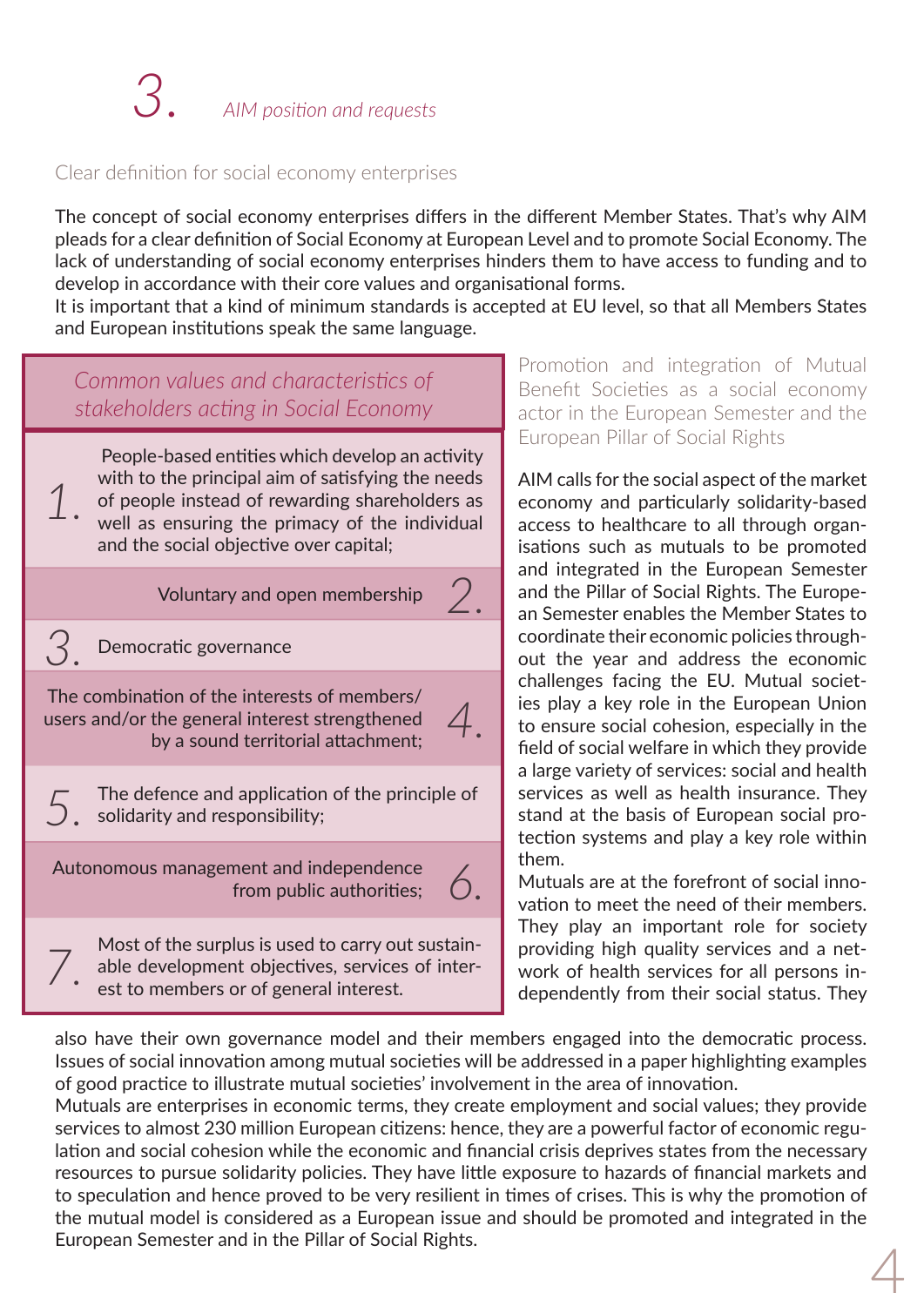# 3. AIM position and requests

## Clear definition for social economy enterprises

The concept of social economy enterprises differs in the different Member States. That's why AIM pleads for a clear definition of Social Economy at European Level and to promote Social Economy. The lack of understanding of social economy enterprises hinders them to have access to funding and to develop in accordance with their core values and organisational forms.
It is important that a kind of minimum standards is accepted at EU level, so that all Members States and European institutions speak the same language.

### *Common values and characteristics of stakeholders acting in Social Economy*

1. People-based entities which develop an activity with to the principal aim of satisfying the needs of people instead of rewarding shareholders as well as ensuring the primacy of the individual and the social objective over capital;
2. Voluntary and open membership
3. Democratic governance
4. The combination of the interests of members/ users and/or the general interest strengthened by a sound territorial attachment;
5. The defence and application of the principle of solidarity and responsibility;
6. Autonomous management and independence from public authorities;
7. Most of the surplus is used to carry out sustainable development objectives, services of interest to members or of general interest.

## Promotion and integration of Mutual Benefit Societies as a social economy actor in the European Semester and the European Pillar of Social Rights

AIM calls for the social aspect of the market economy and particularly solidarity-based access to healthcare to all through organisations such as mutuals to be promoted and integrated in the European Semester and the Pillar of Social Rights. The European Semester enables the Member States to coordinate their economic policies throughout the year and address the economic challenges facing the EU. Mutual societies play a key role in the European Union to ensure social cohesion, especially in the field of social welfare in which they provide a large variety of services: social and health services as well as health insurance. They stand at the basis of European social protection systems and play a key role within them.
Mutuals are at the forefront of social innovation to meet the need of their members. They play an important role for society providing high quality services and a network of health services for all persons independently from their social status. They also have their own governance model and their members engaged into the democratic process. Issues of social innovation among mutual societies will be addressed in a paper highlighting examples of good practice to illustrate mutual societies' involvement in the area of innovation.
Mutuals are enterprises in economic terms, they create employment and social values; they provide services to almost 230 million European citizens: hence, they are a powerful factor of economic regulation and social cohesion while the economic and financial crisis deprives states from the necessary resources to pursue solidarity policies. They have little exposure to hazards of financial markets and to speculation and hence proved to be very resilient in times of crises. This is why the promotion of the mutual model is considered as a European issue and should be promoted and integrated in the European Semester and in the Pillar of Social Rights.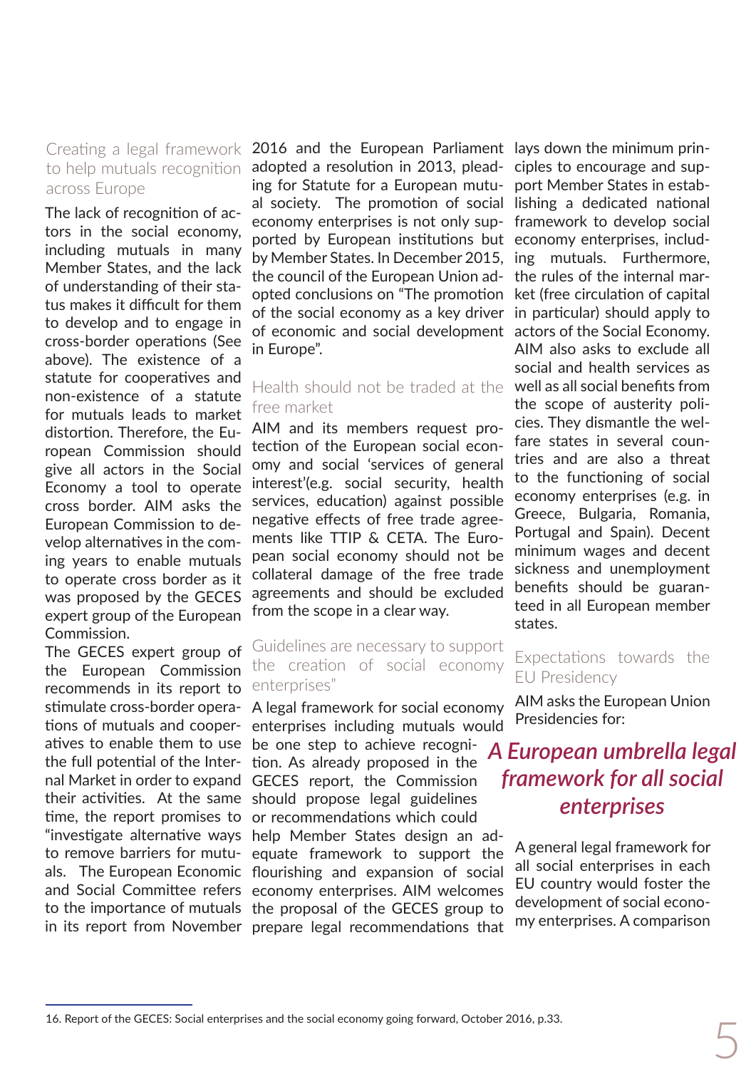### Creating a legal framework to help mutuals recognition across Europe

The lack of recognition of actors in the social economy, including mutuals in many Member States, and the lack of understanding of their status makes it difficult for them to develop and to engage in cross-border operations (See above). The existence of a statute for cooperatives and non-existence of a statute for mutuals leads to market distortion. Therefore, the European Commission should give all actors in the Social Economy a tool to operate cross border. AIM asks the European Commission to develop alternatives in the coming years to enable mutuals to operate cross border as it was proposed by the GECES expert group of the European Commission.

The GECES expert group of the European Commission recommends in its report to stimulate cross-border operations of mutuals and cooperatives to enable them to use the full potential of the Internal Market in order to expand their activities. At the same time, the report promises to "investigate alternative ways to remove barriers for mutuals. The European Economic and Social Committee refers to the importance of mutuals in its report from November 2016 and the European Parliament adopted a resolution in 2013, pleading for Statute for a European mutual society. The promotion of social economy enterprises is not only supported by European institutions but by Member States. In December 2015, the council of the European Union adopted conclusions on "The promotion of the social economy as a key driver of economic and social development in Europe".

### Health should not be traded at the free market

AIM and its members request protection of the European social economy and social 'services of general interest'(e.g. social security, health services, education) against possible negative effects of free trade agreements like TTIP & CETA. The European social economy should not be collateral damage of the free trade agreements and should be excluded from the scope in a clear way.

### Guidelines are necessary to support the creation of social economy enterprises"

A legal framework for social economy enterprises including mutuals would be one step to achieve recognition. As already proposed in the GECES report, the Commission should propose legal guidelines or recommendations which could help Member States design an adequate framework to support the flourishing and expansion of social economy enterprises. AIM welcomes the proposal of the GECES group to prepare legal recommendations that lays down the minimum principles to encourage and support Member States in establishing a dedicated national framework to develop social economy enterprises, including mutuals. Furthermore, the rules of the internal market (free circulation of capital in particular) should apply to actors of the Social Economy. AIM also asks to exclude all social and health services as well as all social benefits from the scope of austerity policies. They dismantle the welfare states in several countries and are also a threat to the functioning of social economy enterprises (e.g. in Greece, Bulgaria, Romania, Portugal and Spain). Decent minimum wages and decent sickness and unemployment benefits should be guaranteed in all European member states.

### Expectations towards the EU Presidency

AIM asks the European Union Presidencies for:

## *A European umbrella legal framework for all social enterprises*

A general legal framework for all social enterprises in each EU country would foster the development of social economy enterprises. A comparison

---

16. Report of the GECES: Social enterprises and the social economy going forward, October 2016, p.33.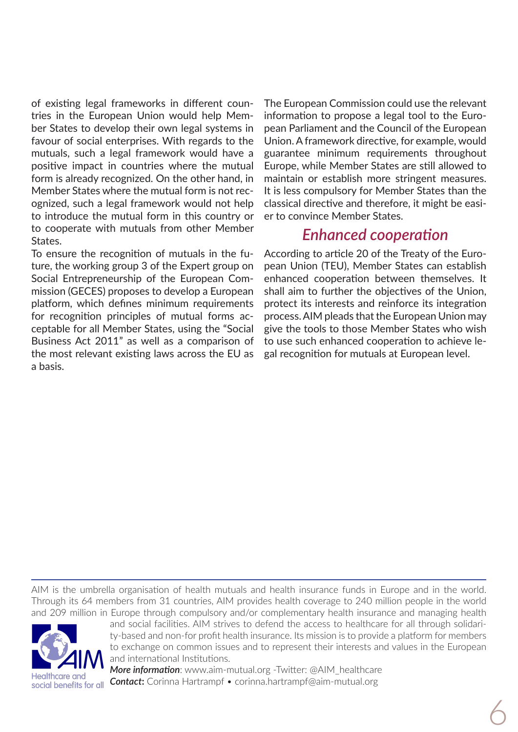of existing legal frameworks in different countries in the European Union would help Member States to develop their own legal systems in favour of social enterprises. With regards to the mutuals, such a legal framework would have a positive impact in countries where the mutual form is already recognized. On the other hand, in Member States where the mutual form is not recognized, such a legal framework would not help to introduce the mutual form in this country or to cooperate with mutuals from other Member States.

To ensure the recognition of mutuals in the future, the working group 3 of the Expert group on Social Entrepreneurship of the European Commission (GECES) proposes to develop a European platform, which defines minimum requirements for recognition principles of mutual forms acceptable for all Member States, using the "Social Business Act 2011" as well as a comparison of the most relevant existing laws across the EU as a basis.

The European Commission could use the relevant information to propose a legal tool to the European Parliament and the Council of the European Union. A framework directive, for example, would guarantee minimum requirements throughout Europe, while Member States are still allowed to maintain or establish more stringent measures. It is less compulsory for Member States than the classical directive and therefore, it might be easier to convince Member States.

## *Enhanced cooperation*

According to article 20 of the Treaty of the European Union (TEU), Member States can establish enhanced cooperation between themselves. It shall aim to further the objectives of the Union, protect its interests and reinforce its integration process. AIM pleads that the European Union may give the tools to those Member States who wish to use such enhanced cooperation to achieve legal recognition for mutuals at European level.

---

AIM is the umbrella organisation of health mutuals and health insurance funds in Europe and in the world. Through its 64 members from 31 countries, AIM provides health coverage to 240 million people in the world and 209 million in Europe through compulsory and/or complementary health insurance and managing health and social facilities. AIM strives to defend the access to healthcare for all through solidarity-based and non-for profit health insurance. Its mission is to provide a platform for members to exchange on common issues and to represent their interests and values in the European and international Institutions.

AIM
Healthcare and social benefits for all

***More information***: www.aim-mutual.org -Twitter: @AIM_healthcare
***Contact:*** Corinna Hartrampf • corinna.hartrampf@aim-mutual.org